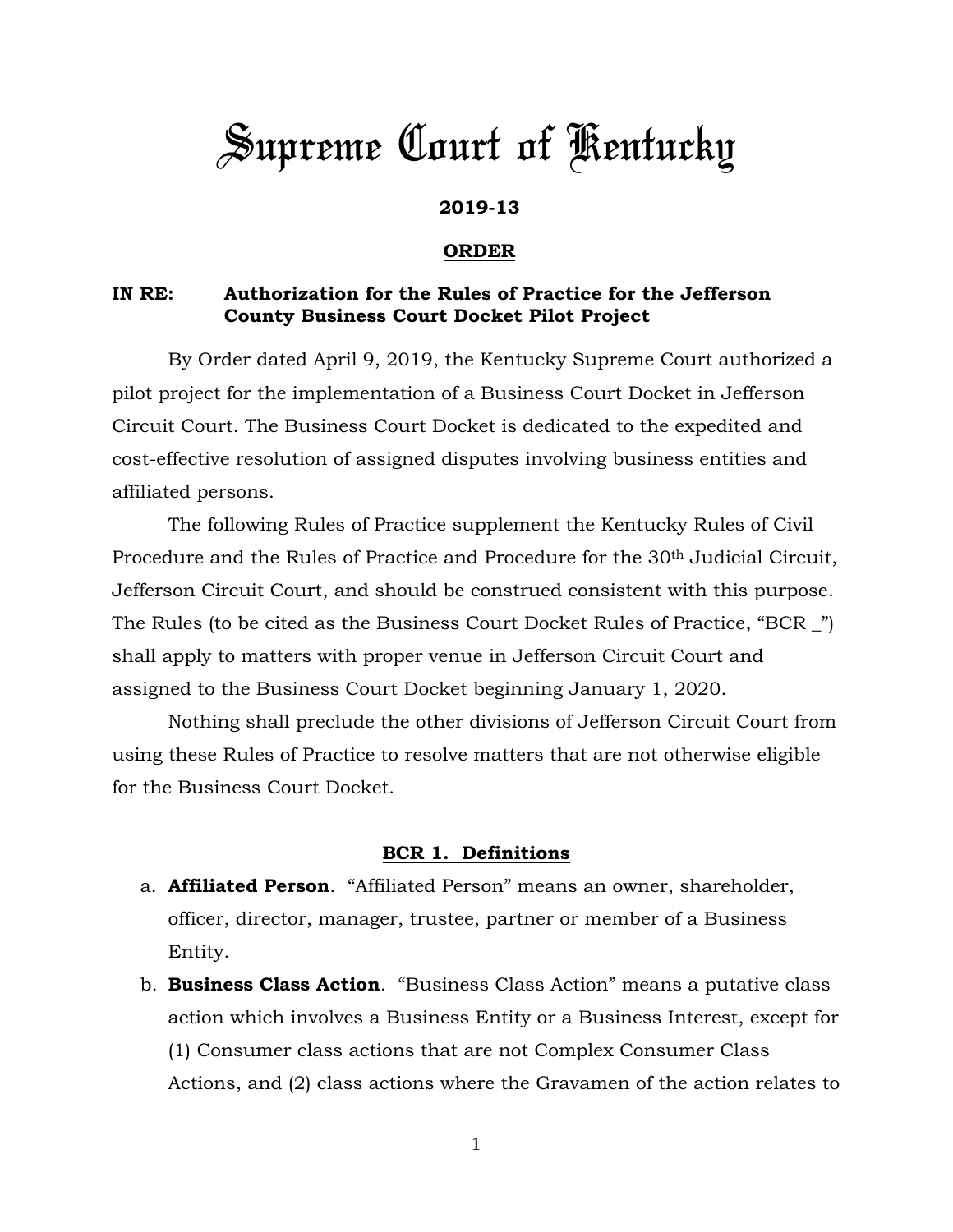# Supreme Court of Kentucky

**2019-13**

**ORDER**

**IN RE: Authorization for the Rules of Practice for the Jefferson County Business Court Docket Pilot Project**

By Order dated April 9, 2019, the Kentucky Supreme Court authorized a pilot project for the implementation of a Business Court Docket in Jefferson Circuit Court. The Business Court Docket is dedicated to the expedited and cost-effective resolution of assigned disputes involving business entities and affiliated persons.

The following Rules of Practice supplement the Kentucky Rules of Civil Procedure and the Rules of Practice and Procedure for the 30th Judicial Circuit, Jefferson Circuit Court, and should be construed consistent with this purpose. The Rules (to be cited as the Business Court Docket Rules of Practice, "BCR _") shall apply to matters with proper venue in Jefferson Circuit Court and assigned to the Business Court Docket beginning January 1, 2020.

Nothing shall preclude the other divisions of Jefferson Circuit Court from using these Rules of Practice to resolve matters that are not otherwise eligible for the Business Court Docket.

## BCR 1. Definitions

a. **Affiliated Person**. "Affiliated Person" means an owner, shareholder, officer, director, manager, trustee, partner or member of a Business Entity.

b. **Business Class Action**. "Business Class Action" means a putative class action which involves a Business Entity or a Business Interest, except for (1) Consumer class actions that are not Complex Consumer Class Actions, and (2) class actions where the Gravamen of the action relates to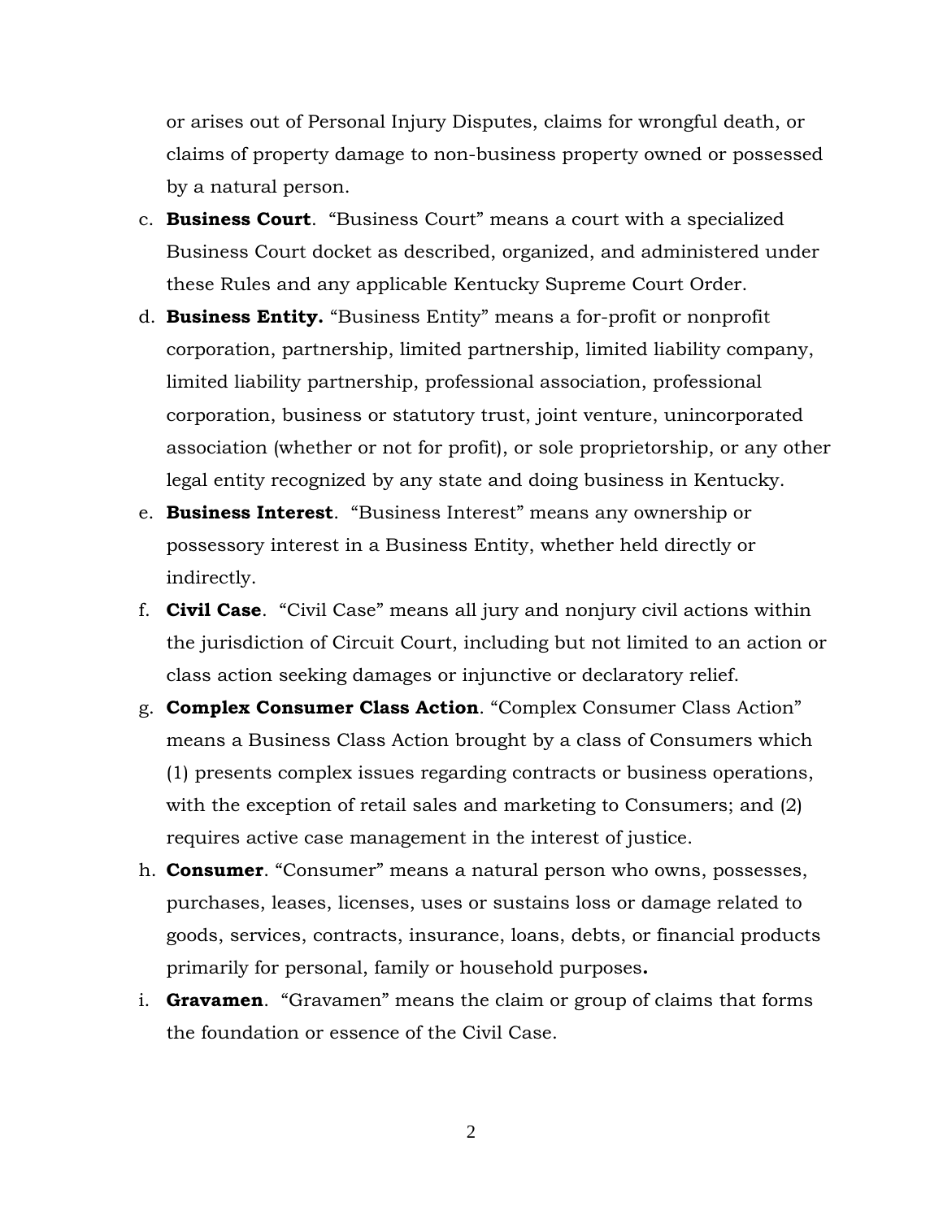or arises out of Personal Injury Disputes, claims for wrongful death, or claims of property damage to non-business property owned or possessed by a natural person.

c. **Business Court**. "Business Court" means a court with a specialized Business Court docket as described, organized, and administered under these Rules and any applicable Kentucky Supreme Court Order.

d. **Business Entity.** "Business Entity" means a for-profit or nonprofit corporation, partnership, limited partnership, limited liability company, limited liability partnership, professional association, professional corporation, business or statutory trust, joint venture, unincorporated association (whether or not for profit), or sole proprietorship, or any other legal entity recognized by any state and doing business in Kentucky.

e. **Business Interest**. "Business Interest" means any ownership or possessory interest in a Business Entity, whether held directly or indirectly.

f. **Civil Case**. "Civil Case" means all jury and nonjury civil actions within the jurisdiction of Circuit Court, including but not limited to an action or class action seeking damages or injunctive or declaratory relief.

g. **Complex Consumer Class Action**. "Complex Consumer Class Action" means a Business Class Action brought by a class of Consumers which (1) presents complex issues regarding contracts or business operations, with the exception of retail sales and marketing to Consumers; and (2) requires active case management in the interest of justice.

h. **Consumer**. "Consumer" means a natural person who owns, possesses, purchases, leases, licenses, uses or sustains loss or damage related to goods, services, contracts, insurance, loans, debts, or financial products primarily for personal, family or household purposes**.**

i. **Gravamen**. "Gravamen" means the claim or group of claims that forms the foundation or essence of the Civil Case.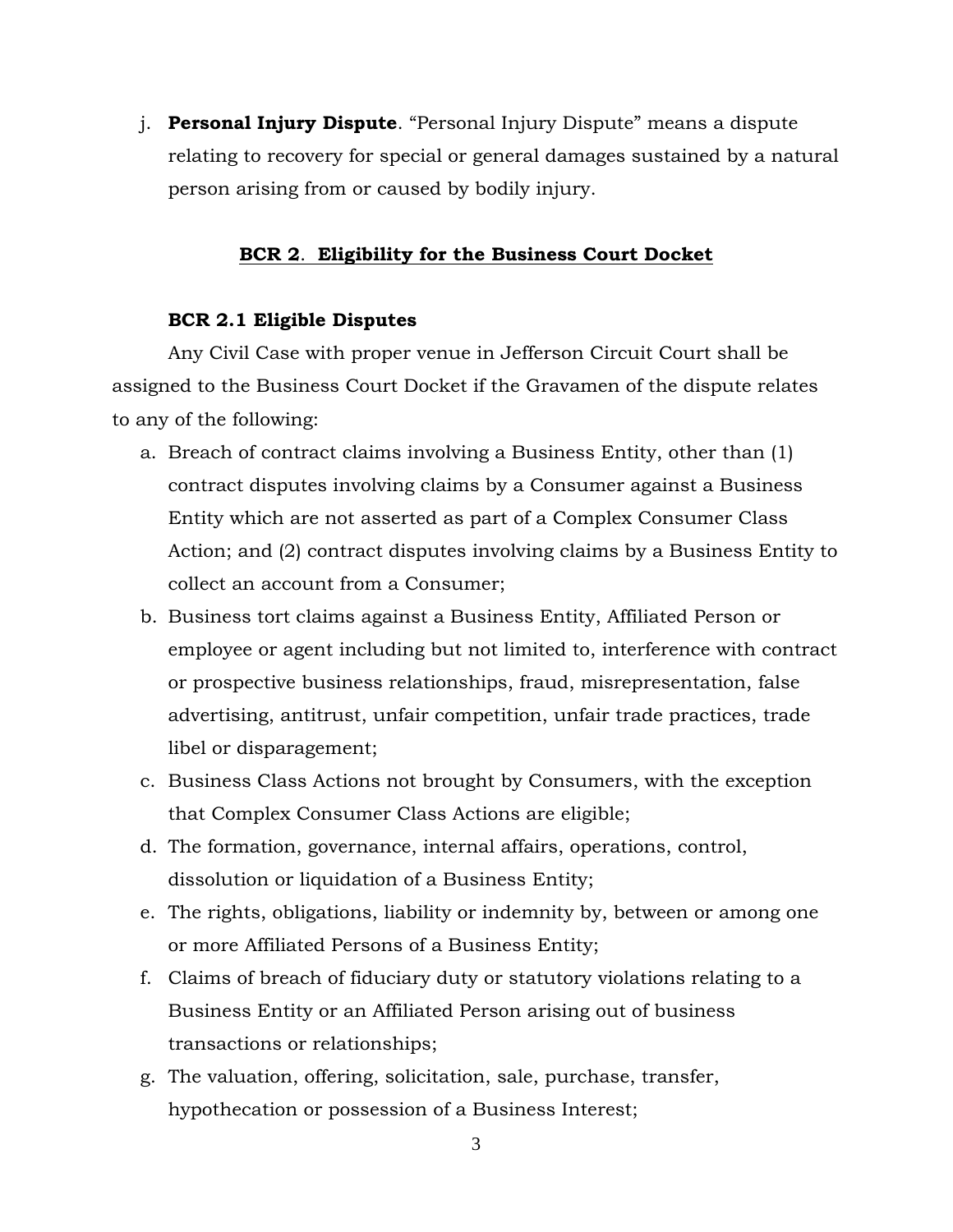j. **Personal Injury Dispute**. "Personal Injury Dispute" means a dispute relating to recovery for special or general damages sustained by a natural person arising from or caused by bodily injury.

## BCR 2. Eligibility for the Business Court Docket

### BCR 2.1 Eligible Disputes

Any Civil Case with proper venue in Jefferson Circuit Court shall be assigned to the Business Court Docket if the Gravamen of the dispute relates to any of the following:

a. Breach of contract claims involving a Business Entity, other than (1) contract disputes involving claims by a Consumer against a Business Entity which are not asserted as part of a Complex Consumer Class Action; and (2) contract disputes involving claims by a Business Entity to collect an account from a Consumer;

b. Business tort claims against a Business Entity, Affiliated Person or employee or agent including but not limited to, interference with contract or prospective business relationships, fraud, misrepresentation, false advertising, antitrust, unfair competition, unfair trade practices, trade libel or disparagement;

c. Business Class Actions not brought by Consumers, with the exception that Complex Consumer Class Actions are eligible;

d. The formation, governance, internal affairs, operations, control, dissolution or liquidation of a Business Entity;

e. The rights, obligations, liability or indemnity by, between or among one or more Affiliated Persons of a Business Entity;

f. Claims of breach of fiduciary duty or statutory violations relating to a Business Entity or an Affiliated Person arising out of business transactions or relationships;

g. The valuation, offering, solicitation, sale, purchase, transfer, hypothecation or possession of a Business Interest;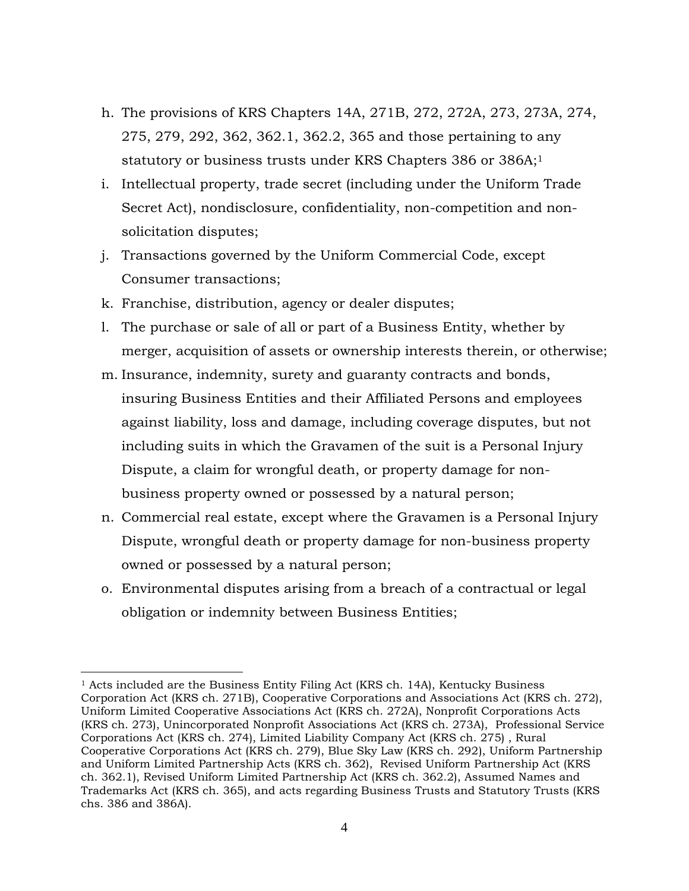h. The provisions of KRS Chapters 14A, 271B, 272, 272A, 273, 273A, 274, 275, 279, 292, 362, 362.1, 362.2, 365 and those pertaining to any statutory or business trusts under KRS Chapters 386 or 386A;[1]
i. Intellectual property, trade secret (including under the Uniform Trade Secret Act), nondisclosure, confidentiality, non-competition and non-solicitation disputes;
j. Transactions governed by the Uniform Commercial Code, except Consumer transactions;
k. Franchise, distribution, agency or dealer disputes;
l. The purchase or sale of all or part of a Business Entity, whether by merger, acquisition of assets or ownership interests therein, or otherwise;
m. Insurance, indemnity, surety and guaranty contracts and bonds, insuring Business Entities and their Affiliated Persons and employees against liability, loss and damage, including coverage disputes, but not including suits in which the Gravamen of the suit is a Personal Injury Dispute, a claim for wrongful death, or property damage for non-business property owned or possessed by a natural person;
n. Commercial real estate, except where the Gravamen is a Personal Injury Dispute, wrongful death or property damage for non-business property owned or possessed by a natural person;
o. Environmental disputes arising from a breach of a contractual or legal obligation or indemnity between Business Entities;

---

[1] Acts included are the Business Entity Filing Act (KRS ch. 14A), Kentucky Business Corporation Act (KRS ch. 271B), Cooperative Corporations and Associations Act (KRS ch. 272), Uniform Limited Cooperative Associations Act (KRS ch. 272A), Nonprofit Corporations Acts (KRS ch. 273), Unincorporated Nonprofit Associations Act (KRS ch. 273A), Professional Service Corporations Act (KRS ch. 274), Limited Liability Company Act (KRS ch. 275) , Rural Cooperative Corporations Act (KRS ch. 279), Blue Sky Law (KRS ch. 292), Uniform Partnership and Uniform Limited Partnership Acts (KRS ch. 362), Revised Uniform Partnership Act (KRS ch. 362.1), Revised Uniform Limited Partnership Act (KRS ch. 362.2), Assumed Names and Trademarks Act (KRS ch. 365), and acts regarding Business Trusts and Statutory Trusts (KRS chs. 386 and 386A).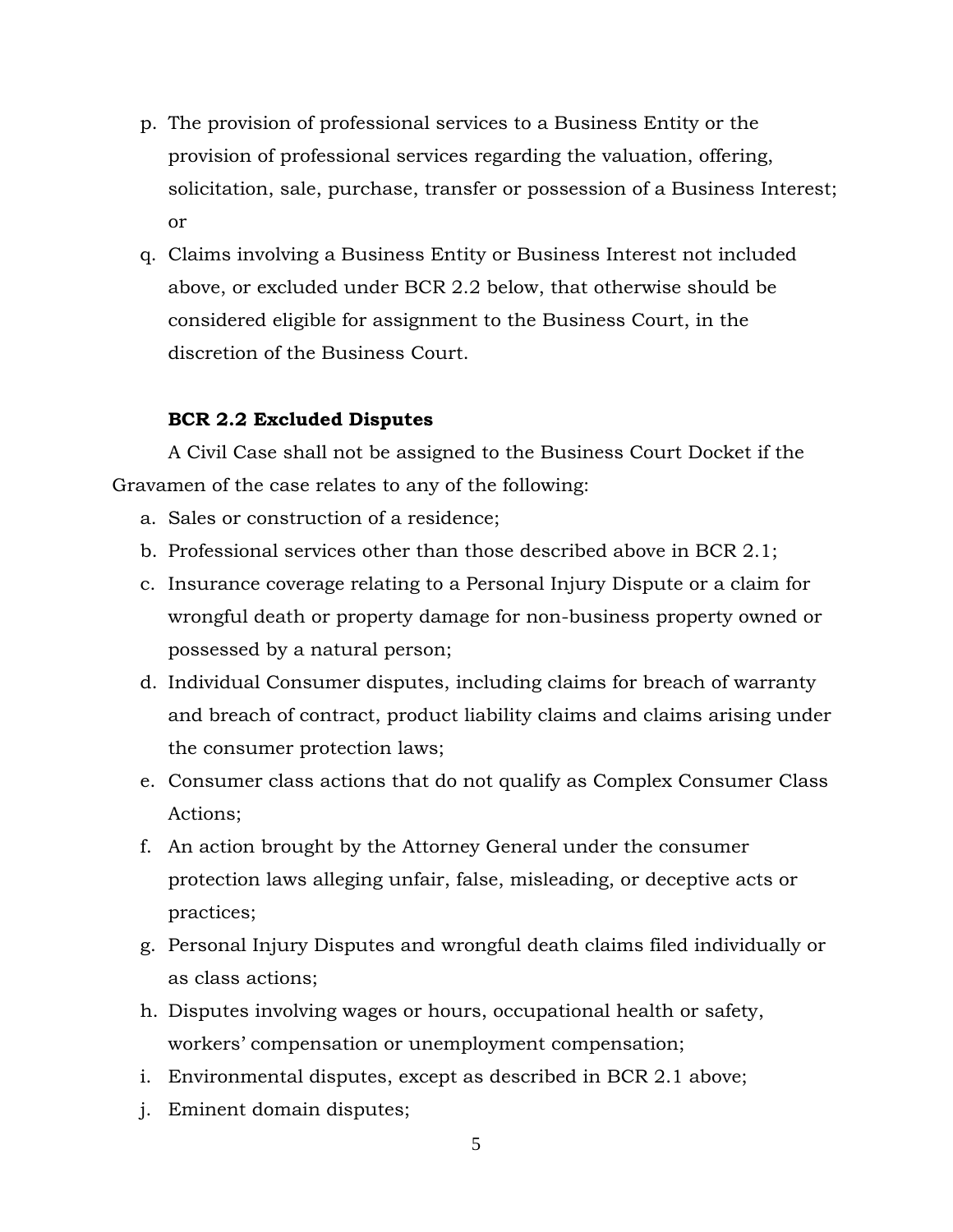p. The provision of professional services to a Business Entity or the provision of professional services regarding the valuation, offering, solicitation, sale, purchase, transfer or possession of a Business Interest; or

q. Claims involving a Business Entity or Business Interest not included above, or excluded under BCR 2.2 below, that otherwise should be considered eligible for assignment to the Business Court, in the discretion of the Business Court.

**BCR 2.2 Excluded Disputes**

A Civil Case shall not be assigned to the Business Court Docket if the Gravamen of the case relates to any of the following:

a. Sales or construction of a residence;

b. Professional services other than those described above in BCR 2.1;

c. Insurance coverage relating to a Personal Injury Dispute or a claim for wrongful death or property damage for non-business property owned or possessed by a natural person;

d. Individual Consumer disputes, including claims for breach of warranty and breach of contract, product liability claims and claims arising under the consumer protection laws;

e. Consumer class actions that do not qualify as Complex Consumer Class Actions;

f. An action brought by the Attorney General under the consumer protection laws alleging unfair, false, misleading, or deceptive acts or practices;

g. Personal Injury Disputes and wrongful death claims filed individually or as class actions;

h. Disputes involving wages or hours, occupational health or safety, workers' compensation or unemployment compensation;

i. Environmental disputes, except as described in BCR 2.1 above;

j. Eminent domain disputes;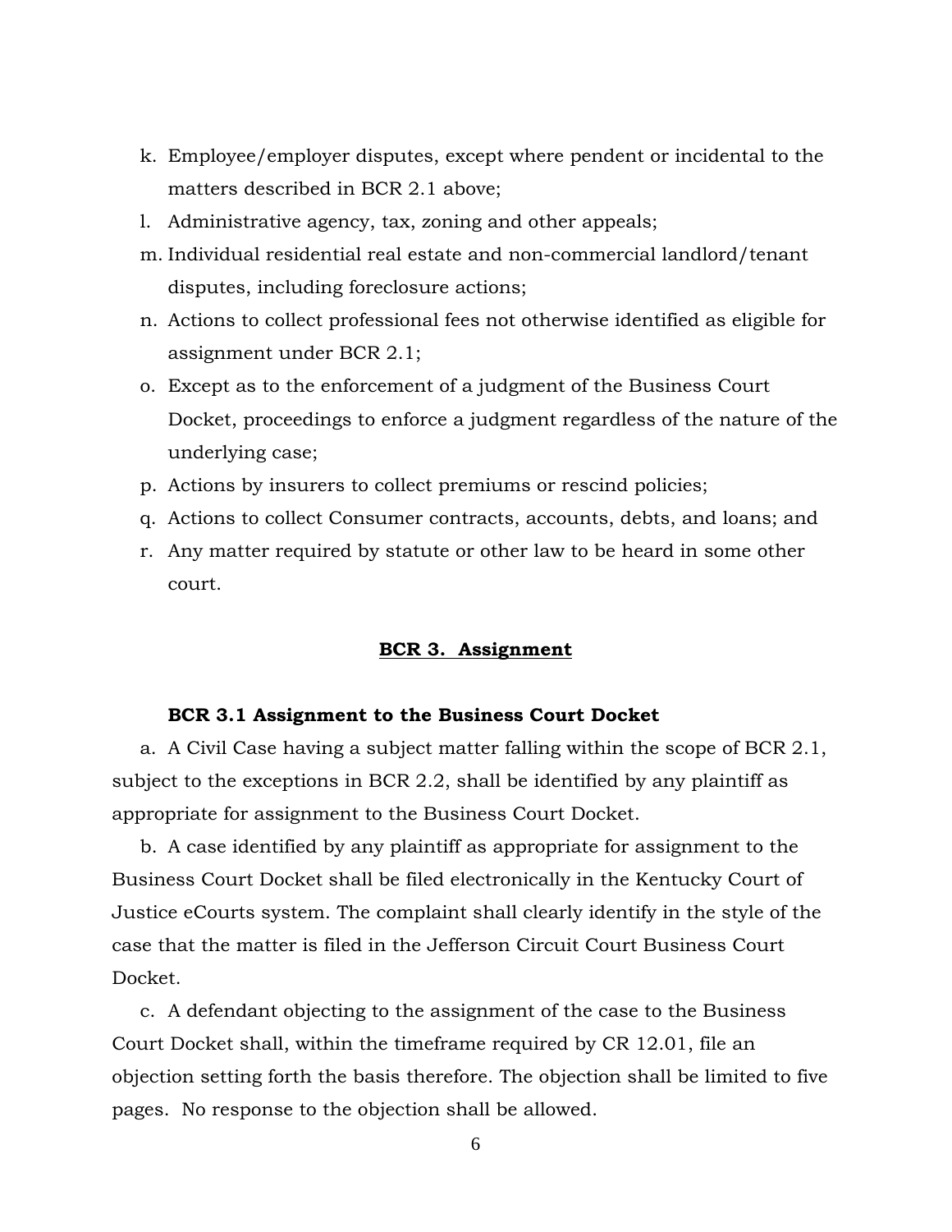k. Employee/employer disputes, except where pendent or incidental to the matters described in BCR 2.1 above;

l. Administrative agency, tax, zoning and other appeals;

m. Individual residential real estate and non-commercial landlord/tenant disputes, including foreclosure actions;

n. Actions to collect professional fees not otherwise identified as eligible for assignment under BCR 2.1;

o. Except as to the enforcement of a judgment of the Business Court Docket, proceedings to enforce a judgment regardless of the nature of the underlying case;

p. Actions by insurers to collect premiums or rescind policies;

q. Actions to collect Consumer contracts, accounts, debts, and loans; and

r. Any matter required by statute or other law to be heard in some other court.

## BCR 3. Assignment

### BCR 3.1 Assignment to the Business Court Docket

a. A Civil Case having a subject matter falling within the scope of BCR 2.1, subject to the exceptions in BCR 2.2, shall be identified by any plaintiff as appropriate for assignment to the Business Court Docket.

b. A case identified by any plaintiff as appropriate for assignment to the Business Court Docket shall be filed electronically in the Kentucky Court of Justice eCourts system. The complaint shall clearly identify in the style of the case that the matter is filed in the Jefferson Circuit Court Business Court Docket.

c. A defendant objecting to the assignment of the case to the Business Court Docket shall, within the timeframe required by CR 12.01, file an objection setting forth the basis therefore. The objection shall be limited to five pages. No response to the objection shall be allowed.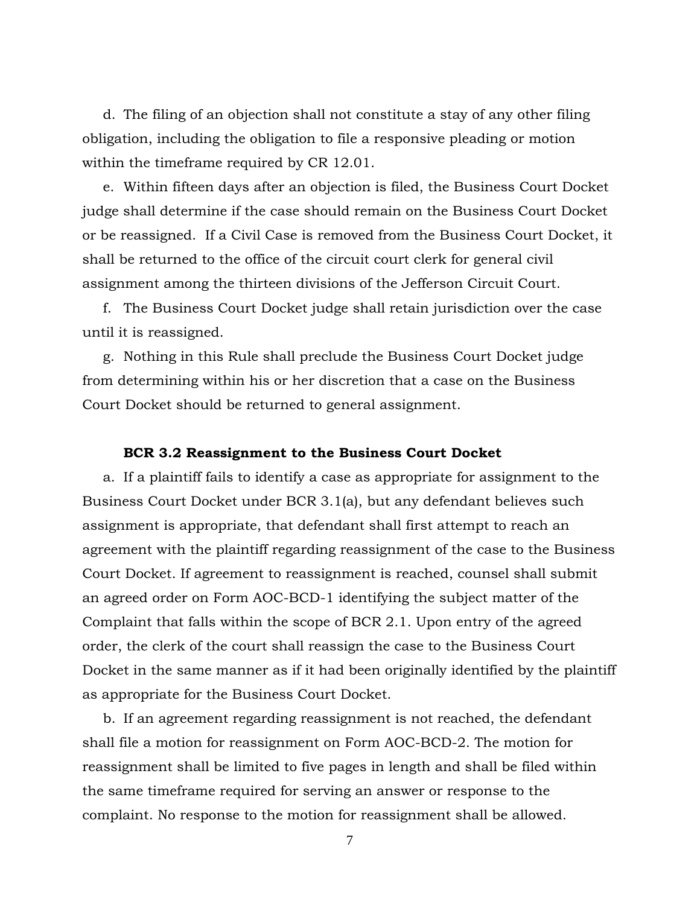d. The filing of an objection shall not constitute a stay of any other filing obligation, including the obligation to file a responsive pleading or motion within the timeframe required by CR 12.01.

e. Within fifteen days after an objection is filed, the Business Court Docket judge shall determine if the case should remain on the Business Court Docket or be reassigned. If a Civil Case is removed from the Business Court Docket, it shall be returned to the office of the circuit court clerk for general civil assignment among the thirteen divisions of the Jefferson Circuit Court.

f. The Business Court Docket judge shall retain jurisdiction over the case until it is reassigned.

g. Nothing in this Rule shall preclude the Business Court Docket judge from determining within his or her discretion that a case on the Business Court Docket should be returned to general assignment.

### BCR 3.2 Reassignment to the Business Court Docket

a. If a plaintiff fails to identify a case as appropriate for assignment to the Business Court Docket under BCR 3.1(a), but any defendant believes such assignment is appropriate, that defendant shall first attempt to reach an agreement with the plaintiff regarding reassignment of the case to the Business Court Docket. If agreement to reassignment is reached, counsel shall submit an agreed order on Form AOC-BCD-1 identifying the subject matter of the Complaint that falls within the scope of BCR 2.1. Upon entry of the agreed order, the clerk of the court shall reassign the case to the Business Court Docket in the same manner as if it had been originally identified by the plaintiff as appropriate for the Business Court Docket.

b. If an agreement regarding reassignment is not reached, the defendant shall file a motion for reassignment on Form AOC-BCD-2. The motion for reassignment shall be limited to five pages in length and shall be filed within the same timeframe required for serving an answer or response to the complaint. No response to the motion for reassignment shall be allowed.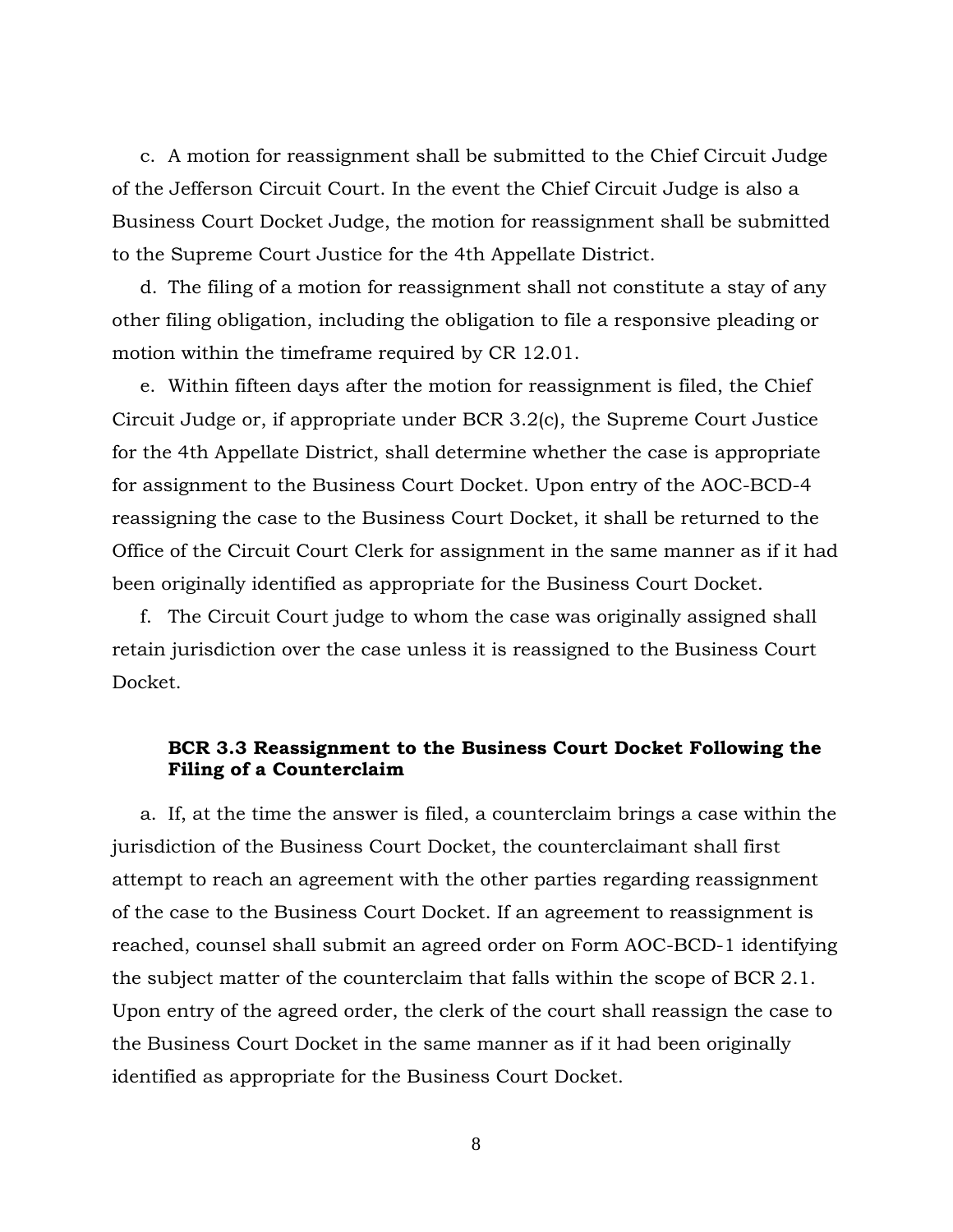c. A motion for reassignment shall be submitted to the Chief Circuit Judge of the Jefferson Circuit Court. In the event the Chief Circuit Judge is also a Business Court Docket Judge, the motion for reassignment shall be submitted to the Supreme Court Justice for the 4th Appellate District.

d. The filing of a motion for reassignment shall not constitute a stay of any other filing obligation, including the obligation to file a responsive pleading or motion within the timeframe required by CR 12.01.

e. Within fifteen days after the motion for reassignment is filed, the Chief Circuit Judge or, if appropriate under BCR 3.2(c), the Supreme Court Justice for the 4th Appellate District, shall determine whether the case is appropriate for assignment to the Business Court Docket. Upon entry of the AOC-BCD-4 reassigning the case to the Business Court Docket, it shall be returned to the Office of the Circuit Court Clerk for assignment in the same manner as if it had been originally identified as appropriate for the Business Court Docket.

f. The Circuit Court judge to whom the case was originally assigned shall retain jurisdiction over the case unless it is reassigned to the Business Court Docket.

### BCR 3.3 Reassignment to the Business Court Docket Following the Filing of a Counterclaim

a. If, at the time the answer is filed, a counterclaim brings a case within the jurisdiction of the Business Court Docket, the counterclaimant shall first attempt to reach an agreement with the other parties regarding reassignment of the case to the Business Court Docket. If an agreement to reassignment is reached, counsel shall submit an agreed order on Form AOC-BCD-1 identifying the subject matter of the counterclaim that falls within the scope of BCR 2.1. Upon entry of the agreed order, the clerk of the court shall reassign the case to the Business Court Docket in the same manner as if it had been originally identified as appropriate for the Business Court Docket.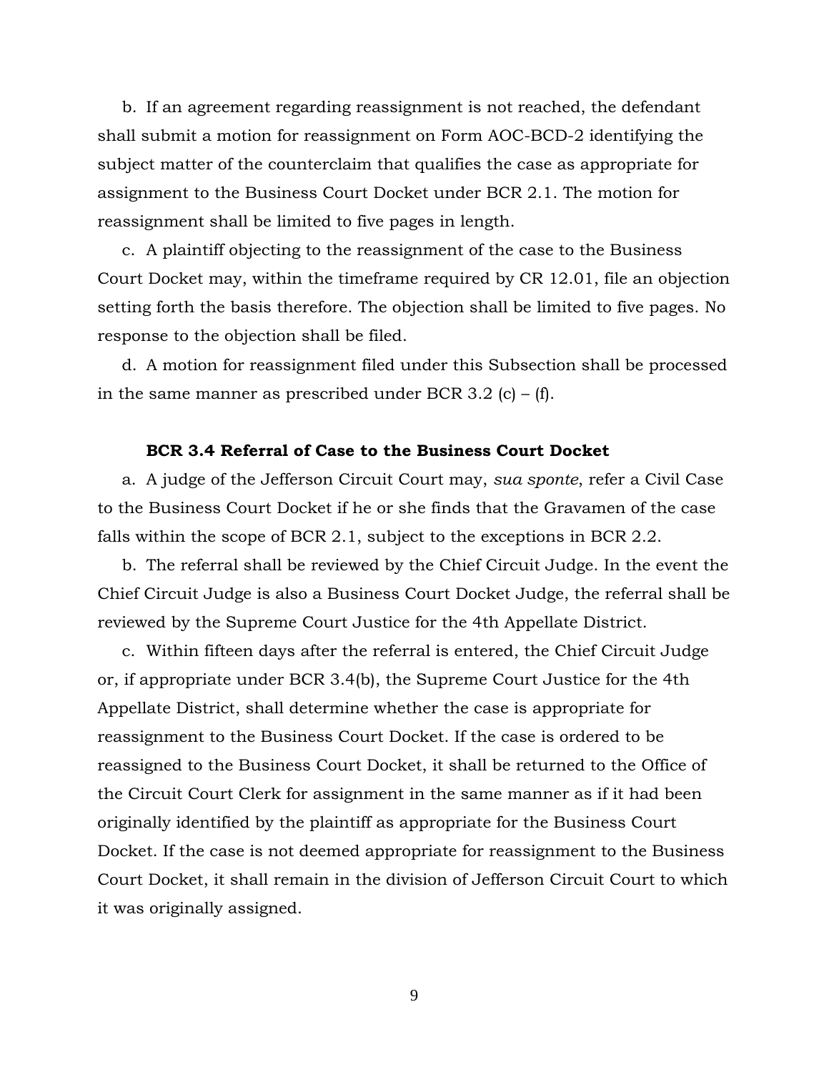b. If an agreement regarding reassignment is not reached, the defendant shall submit a motion for reassignment on Form AOC-BCD-2 identifying the subject matter of the counterclaim that qualifies the case as appropriate for assignment to the Business Court Docket under BCR 2.1. The motion for reassignment shall be limited to five pages in length.

c. A plaintiff objecting to the reassignment of the case to the Business Court Docket may, within the timeframe required by CR 12.01, file an objection setting forth the basis therefore. The objection shall be limited to five pages. No response to the objection shall be filed.

d. A motion for reassignment filed under this Subsection shall be processed in the same manner as prescribed under BCR 3.2 (c) – (f).

### BCR 3.4 Referral of Case to the Business Court Docket

a. A judge of the Jefferson Circuit Court may, *sua sponte*, refer a Civil Case to the Business Court Docket if he or she finds that the Gravamen of the case falls within the scope of BCR 2.1, subject to the exceptions in BCR 2.2.

b. The referral shall be reviewed by the Chief Circuit Judge. In the event the Chief Circuit Judge is also a Business Court Docket Judge, the referral shall be reviewed by the Supreme Court Justice for the 4th Appellate District.

c. Within fifteen days after the referral is entered, the Chief Circuit Judge or, if appropriate under BCR 3.4(b), the Supreme Court Justice for the 4th Appellate District, shall determine whether the case is appropriate for reassignment to the Business Court Docket. If the case is ordered to be reassigned to the Business Court Docket, it shall be returned to the Office of the Circuit Court Clerk for assignment in the same manner as if it had been originally identified by the plaintiff as appropriate for the Business Court Docket. If the case is not deemed appropriate for reassignment to the Business Court Docket, it shall remain in the division of Jefferson Circuit Court to which it was originally assigned.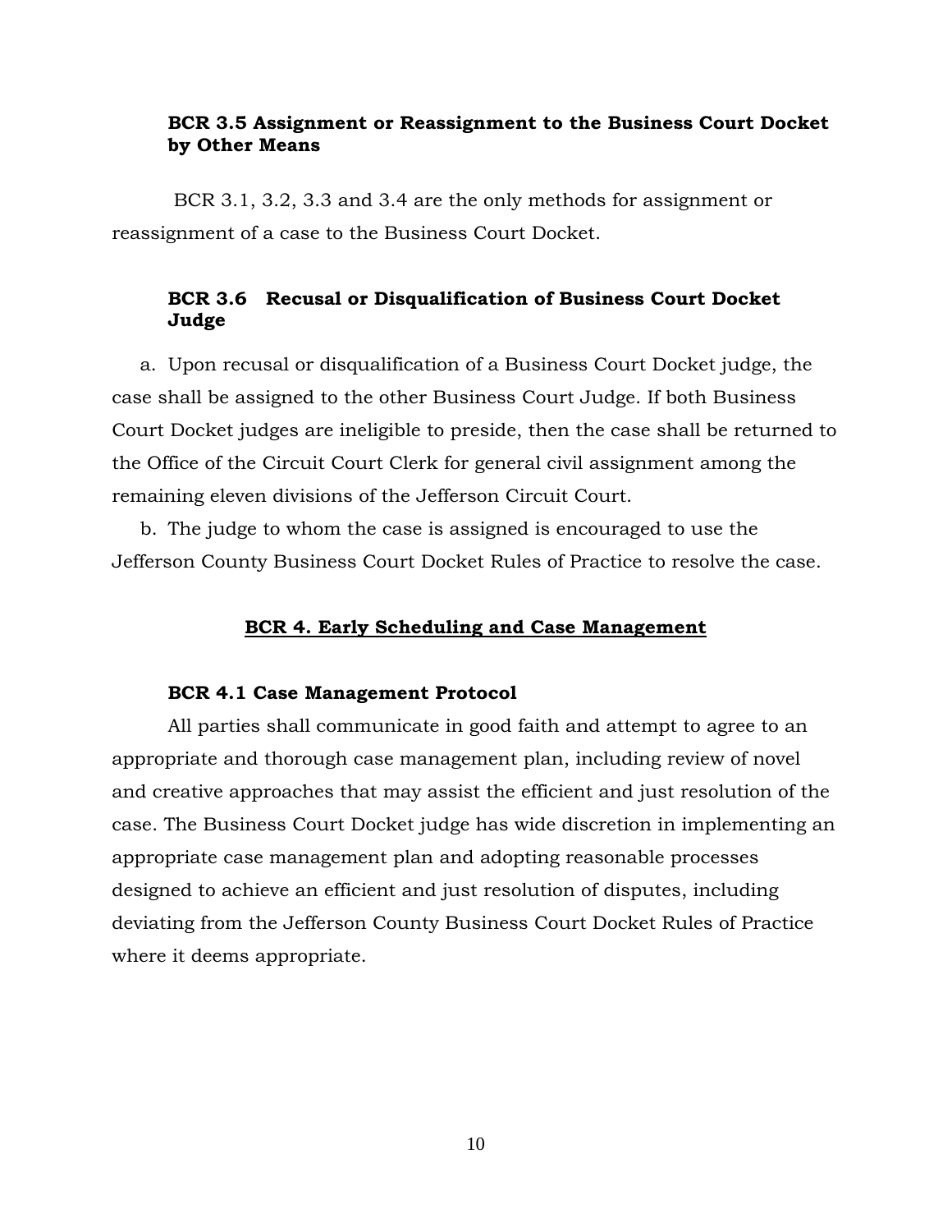### BCR 3.5 Assignment or Reassignment to the Business Court Docket by Other Means

BCR 3.1, 3.2, 3.3 and 3.4 are the only methods for assignment or reassignment of a case to the Business Court Docket.

### BCR 3.6 Recusal or Disqualification of Business Court Docket Judge

a. Upon recusal or disqualification of a Business Court Docket judge, the case shall be assigned to the other Business Court Judge. If both Business Court Docket judges are ineligible to preside, then the case shall be returned to the Office of the Circuit Court Clerk for general civil assignment among the remaining eleven divisions of the Jefferson Circuit Court.

b. The judge to whom the case is assigned is encouraged to use the Jefferson County Business Court Docket Rules of Practice to resolve the case.

## BCR 4. Early Scheduling and Case Management

### BCR 4.1 Case Management Protocol

All parties shall communicate in good faith and attempt to agree to an appropriate and thorough case management plan, including review of novel and creative approaches that may assist the efficient and just resolution of the case. The Business Court Docket judge has wide discretion in implementing an appropriate case management plan and adopting reasonable processes designed to achieve an efficient and just resolution of disputes, including deviating from the Jefferson County Business Court Docket Rules of Practice where it deems appropriate.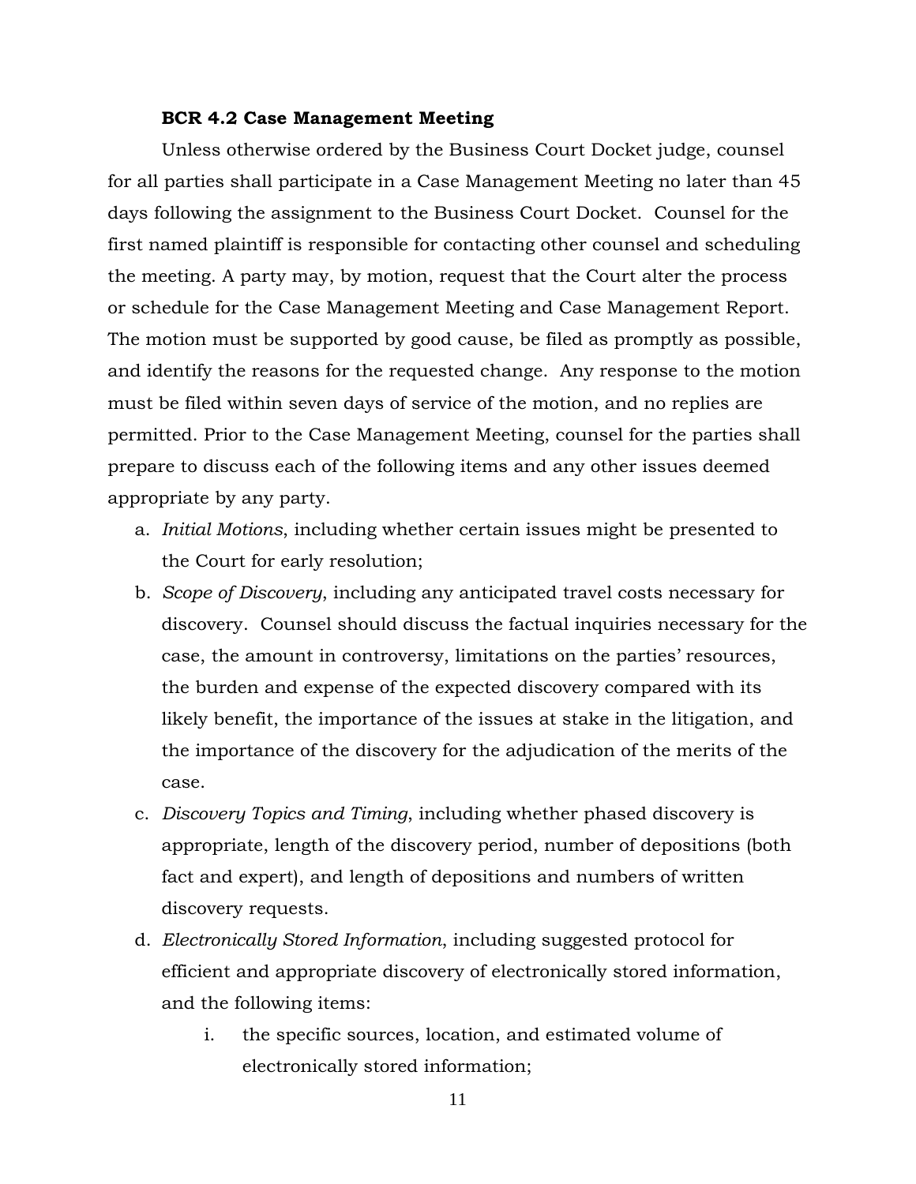**BCR 4.2 Case Management Meeting**

Unless otherwise ordered by the Business Court Docket judge, counsel for all parties shall participate in a Case Management Meeting no later than 45 days following the assignment to the Business Court Docket. Counsel for the first named plaintiff is responsible for contacting other counsel and scheduling the meeting. A party may, by motion, request that the Court alter the process or schedule for the Case Management Meeting and Case Management Report. The motion must be supported by good cause, be filed as promptly as possible, and identify the reasons for the requested change. Any response to the motion must be filed within seven days of service of the motion, and no replies are permitted. Prior to the Case Management Meeting, counsel for the parties shall prepare to discuss each of the following items and any other issues deemed appropriate by any party.

a. *Initial Motions*, including whether certain issues might be presented to the Court for early resolution;
b. *Scope of Discovery*, including any anticipated travel costs necessary for discovery. Counsel should discuss the factual inquiries necessary for the case, the amount in controversy, limitations on the parties' resources, the burden and expense of the expected discovery compared with its likely benefit, the importance of the issues at stake in the litigation, and the importance of the discovery for the adjudication of the merits of the case.
c. *Discovery Topics and Timing*, including whether phased discovery is appropriate, length of the discovery period, number of depositions (both fact and expert), and length of depositions and numbers of written discovery requests.
d. *Electronically Stored Information*, including suggested protocol for efficient and appropriate discovery of electronically stored information, and the following items:
    i. the specific sources, location, and estimated volume of electronically stored information;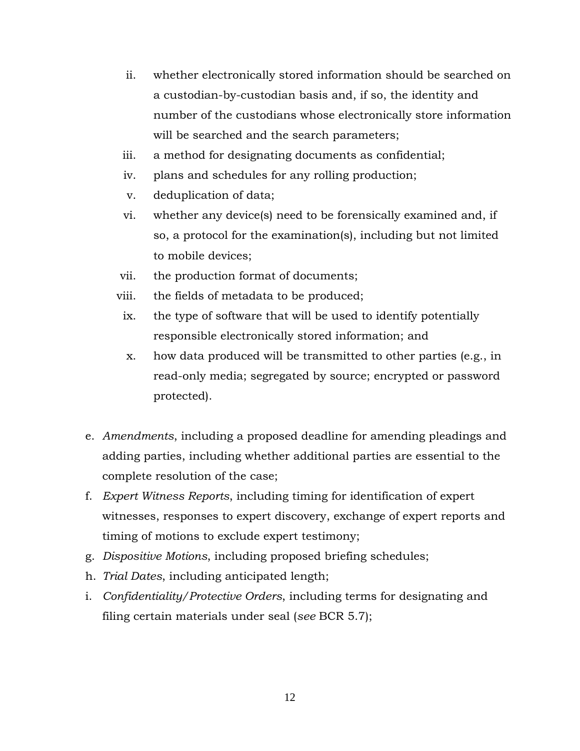ii. whether electronically stored information should be searched on a custodian-by-custodian basis and, if so, the identity and number of the custodians whose electronically store information will be searched and the search parameters;
iii. a method for designating documents as confidential;
iv. plans and schedules for any rolling production;
v. deduplication of data;
vi. whether any device(s) need to be forensically examined and, if so, a protocol for the examination(s), including but not limited to mobile devices;
vii. the production format of documents;
viii. the fields of metadata to be produced;
ix. the type of software that will be used to identify potentially responsible electronically stored information; and
x. how data produced will be transmitted to other parties (e.g., in read-only media; segregated by source; encrypted or password protected).

e. *Amendments*, including a proposed deadline for amending pleadings and adding parties, including whether additional parties are essential to the complete resolution of the case;
f. *Expert Witness Reports*, including timing for identification of expert witnesses, responses to expert discovery, exchange of expert reports and timing of motions to exclude expert testimony;
g. *Dispositive Motions*, including proposed briefing schedules;
h. *Trial Dates*, including anticipated length;
i. *Confidentiality/Protective Orders*, including terms for designating and filing certain materials under seal (*see* BCR 5.7);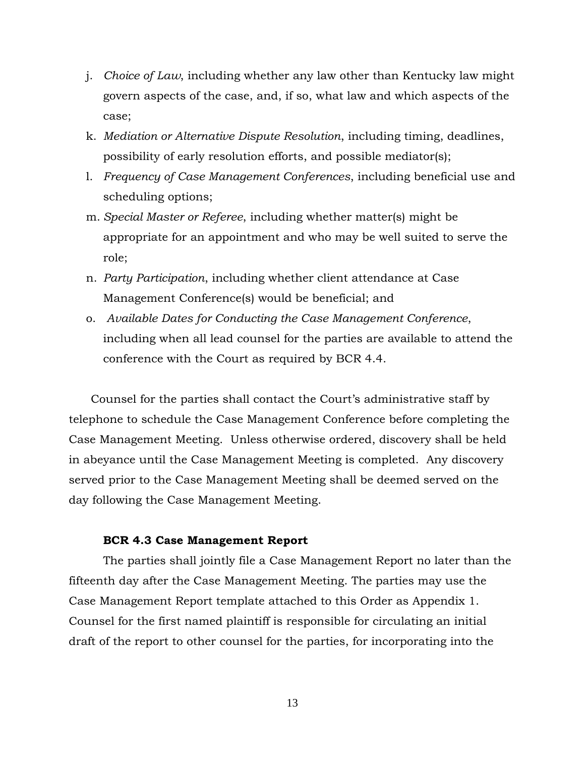j. *Choice of Law*, including whether any law other than Kentucky law might govern aspects of the case, and, if so, what law and which aspects of the case;

k. *Mediation or Alternative Dispute Resolution*, including timing, deadlines, possibility of early resolution efforts, and possible mediator(s);

l. *Frequency of Case Management Conferences*, including beneficial use and scheduling options;

m. *Special Master or Referee*, including whether matter(s) might be appropriate for an appointment and who may be well suited to serve the role;

n. *Party Participation*, including whether client attendance at Case Management Conference(s) would be beneficial; and

o. *Available Dates for Conducting the Case Management Conference*, including when all lead counsel for the parties are available to attend the conference with the Court as required by BCR 4.4.

Counsel for the parties shall contact the Court's administrative staff by telephone to schedule the Case Management Conference before completing the Case Management Meeting. Unless otherwise ordered, discovery shall be held in abeyance until the Case Management Meeting is completed. Any discovery served prior to the Case Management Meeting shall be deemed served on the day following the Case Management Meeting.

**BCR 4.3 Case Management Report**

The parties shall jointly file a Case Management Report no later than the fifteenth day after the Case Management Meeting. The parties may use the Case Management Report template attached to this Order as Appendix 1. Counsel for the first named plaintiff is responsible for circulating an initial draft of the report to other counsel for the parties, for incorporating into the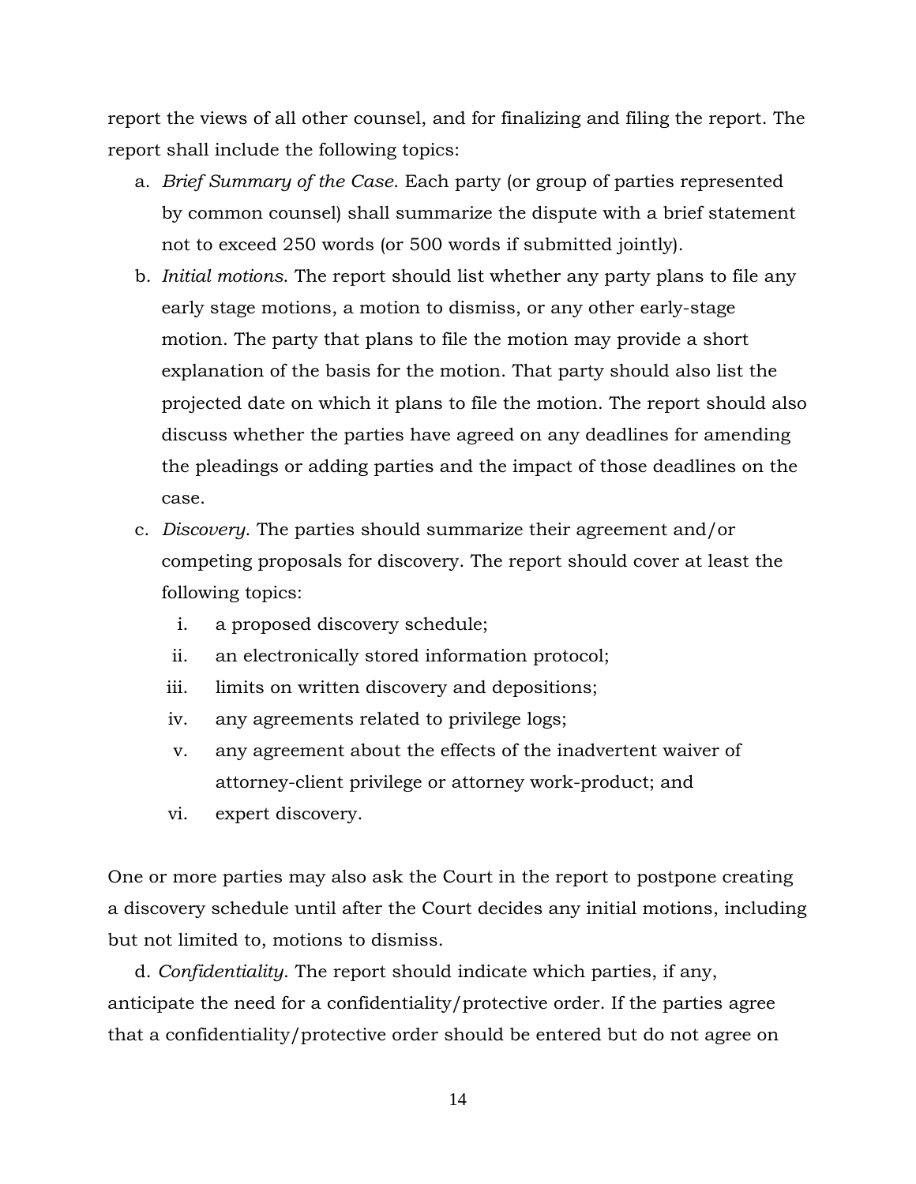report the views of all other counsel, and for finalizing and filing the report. The report shall include the following topics:

a. *Brief Summary of the Case*. Each party (or group of parties represented by common counsel) shall summarize the dispute with a brief statement not to exceed 250 words (or 500 words if submitted jointly).

b. *Initial motions*. The report should list whether any party plans to file any early stage motions, a motion to dismiss, or any other early-stage motion. The party that plans to file the motion may provide a short explanation of the basis for the motion. That party should also list the projected date on which it plans to file the motion. The report should also discuss whether the parties have agreed on any deadlines for amending the pleadings or adding parties and the impact of those deadlines on the case.

c. *Discovery*. The parties should summarize their agreement and/or competing proposals for discovery. The report should cover at least the following topics:

   i. a proposed discovery schedule;
   ii. an electronically stored information protocol;
   iii. limits on written discovery and depositions;
   iv. any agreements related to privilege logs;
   v. any agreement about the effects of the inadvertent waiver of attorney-client privilege or attorney work-product; and
   vi. expert discovery.

One or more parties may also ask the Court in the report to postpone creating a discovery schedule until after the Court decides any initial motions, including but not limited to, motions to dismiss.

d. *Confidentiality*. The report should indicate which parties, if any, anticipate the need for a confidentiality/protective order. If the parties agree that a confidentiality/protective order should be entered but do not agree on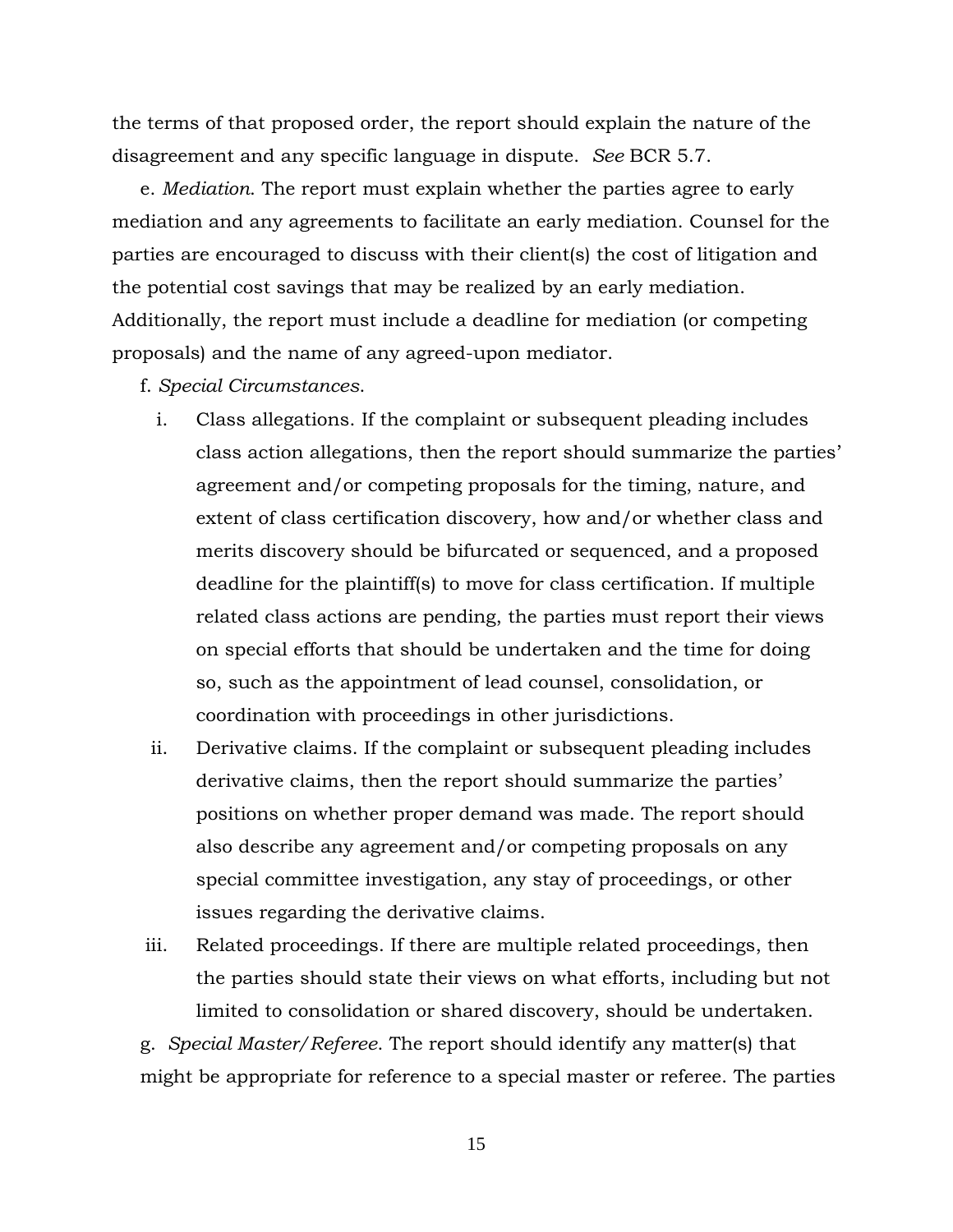the terms of that proposed order, the report should explain the nature of the disagreement and any specific language in dispute. *See* BCR 5.7.

e. *Mediation*. The report must explain whether the parties agree to early mediation and any agreements to facilitate an early mediation. Counsel for the parties are encouraged to discuss with their client(s) the cost of litigation and the potential cost savings that may be realized by an early mediation. Additionally, the report must include a deadline for mediation (or competing proposals) and the name of any agreed-upon mediator.

f. *Special Circumstances*.

i. Class allegations. If the complaint or subsequent pleading includes class action allegations, then the report should summarize the parties' agreement and/or competing proposals for the timing, nature, and extent of class certification discovery, how and/or whether class and merits discovery should be bifurcated or sequenced, and a proposed deadline for the plaintiff(s) to move for class certification. If multiple related class actions are pending, the parties must report their views on special efforts that should be undertaken and the time for doing so, such as the appointment of lead counsel, consolidation, or coordination with proceedings in other jurisdictions.

ii. Derivative claims. If the complaint or subsequent pleading includes derivative claims, then the report should summarize the parties' positions on whether proper demand was made. The report should also describe any agreement and/or competing proposals on any special committee investigation, any stay of proceedings, or other issues regarding the derivative claims.

iii. Related proceedings. If there are multiple related proceedings, then the parties should state their views on what efforts, including but not limited to consolidation or shared discovery, should be undertaken.

g. *Special Master/Referee*. The report should identify any matter(s) that might be appropriate for reference to a special master or referee. The parties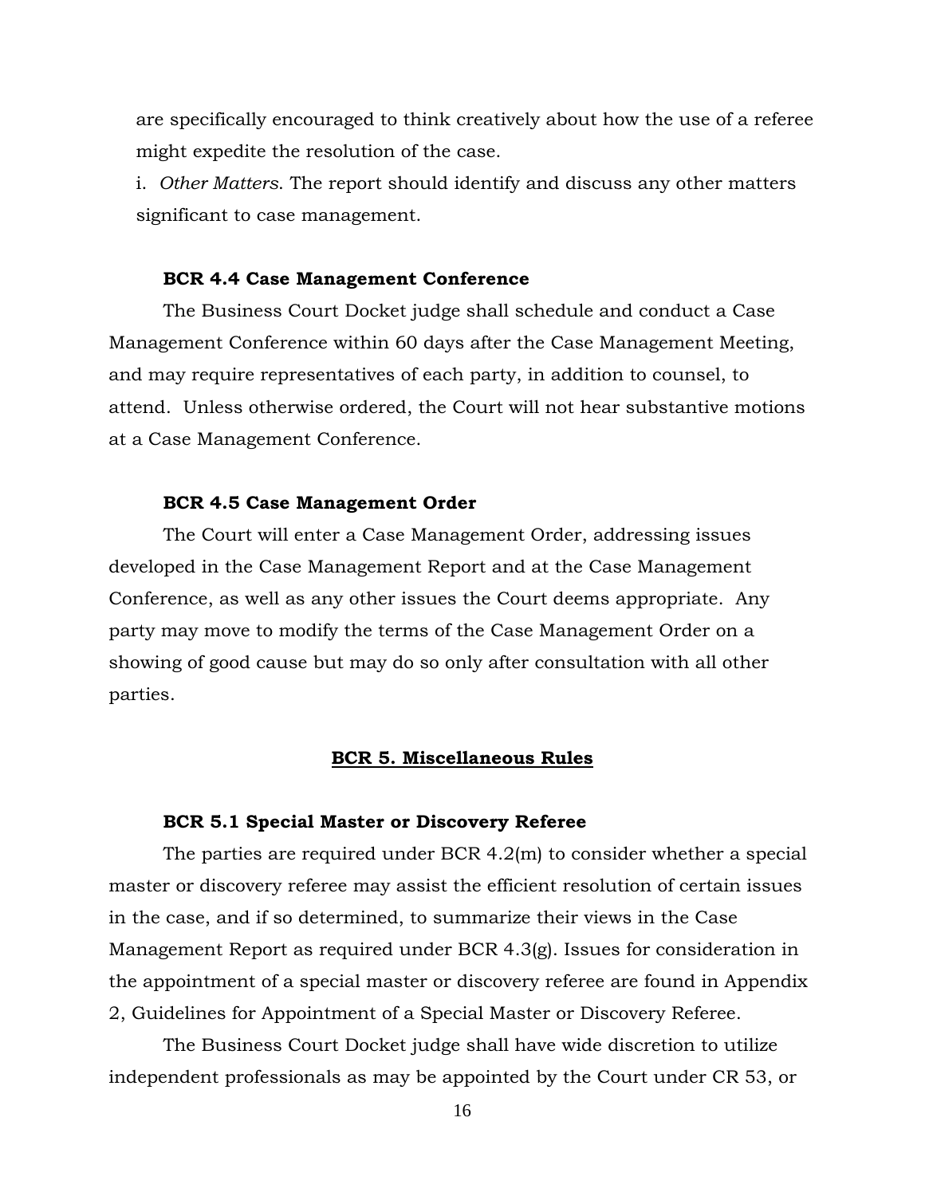are specifically encouraged to think creatively about how the use of a referee might expedite the resolution of the case.

i. *Other Matters*. The report should identify and discuss any other matters significant to case management.

**BCR 4.4 Case Management Conference**

The Business Court Docket judge shall schedule and conduct a Case Management Conference within 60 days after the Case Management Meeting, and may require representatives of each party, in addition to counsel, to attend. Unless otherwise ordered, the Court will not hear substantive motions at a Case Management Conference.

**BCR 4.5 Case Management Order**

The Court will enter a Case Management Order, addressing issues developed in the Case Management Report and at the Case Management Conference, as well as any other issues the Court deems appropriate. Any party may move to modify the terms of the Case Management Order on a showing of good cause but may do so only after consultation with all other parties.

## BCR 5. Miscellaneous Rules

**BCR 5.1 Special Master or Discovery Referee**

The parties are required under BCR 4.2(m) to consider whether a special master or discovery referee may assist the efficient resolution of certain issues in the case, and if so determined, to summarize their views in the Case Management Report as required under BCR 4.3(g). Issues for consideration in the appointment of a special master or discovery referee are found in Appendix 2, Guidelines for Appointment of a Special Master or Discovery Referee.

The Business Court Docket judge shall have wide discretion to utilize independent professionals as may be appointed by the Court under CR 53, or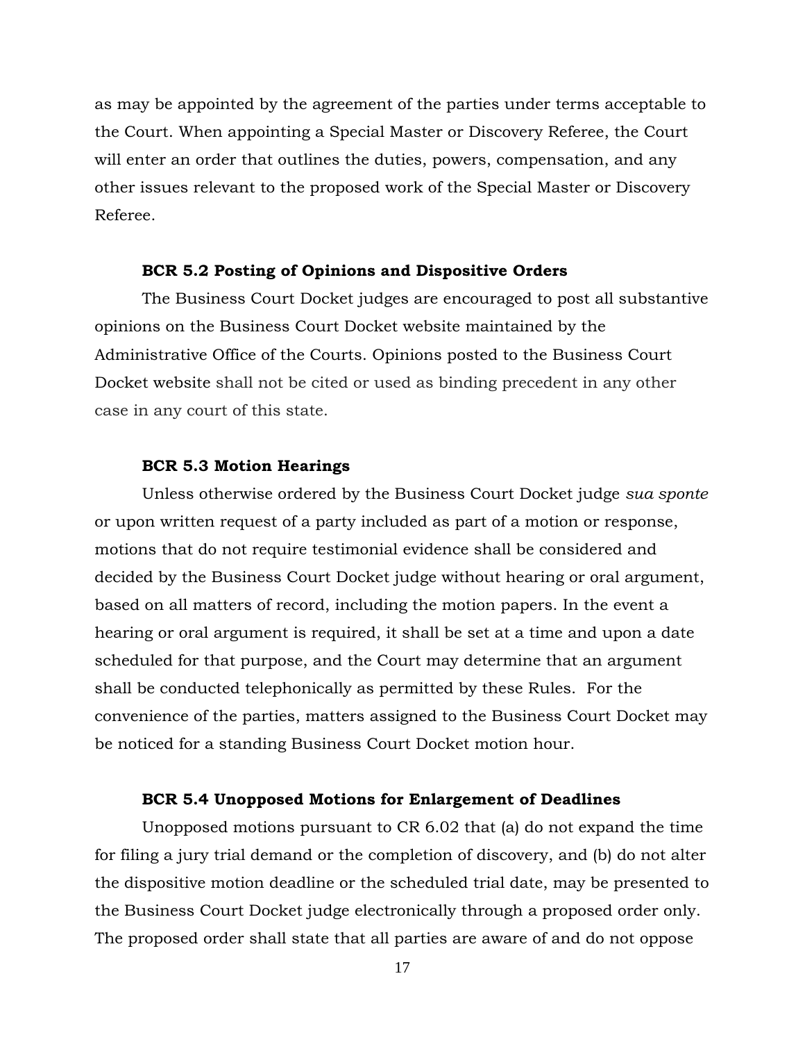as may be appointed by the agreement of the parties under terms acceptable to the Court. When appointing a Special Master or Discovery Referee, the Court will enter an order that outlines the duties, powers, compensation, and any other issues relevant to the proposed work of the Special Master or Discovery Referee.

**BCR 5.2 Posting of Opinions and Dispositive Orders**

The Business Court Docket judges are encouraged to post all substantive opinions on the Business Court Docket website maintained by the Administrative Office of the Courts. Opinions posted to the Business Court Docket website shall not be cited or used as binding precedent in any other case in any court of this state.

**BCR 5.3 Motion Hearings**

Unless otherwise ordered by the Business Court Docket judge *sua sponte* or upon written request of a party included as part of a motion or response, motions that do not require testimonial evidence shall be considered and decided by the Business Court Docket judge without hearing or oral argument, based on all matters of record, including the motion papers. In the event a hearing or oral argument is required, it shall be set at a time and upon a date scheduled for that purpose, and the Court may determine that an argument shall be conducted telephonically as permitted by these Rules. For the convenience of the parties, matters assigned to the Business Court Docket may be noticed for a standing Business Court Docket motion hour.

**BCR 5.4 Unopposed Motions for Enlargement of Deadlines**

Unopposed motions pursuant to CR 6.02 that (a) do not expand the time for filing a jury trial demand or the completion of discovery, and (b) do not alter the dispositive motion deadline or the scheduled trial date, may be presented to the Business Court Docket judge electronically through a proposed order only. The proposed order shall state that all parties are aware of and do not oppose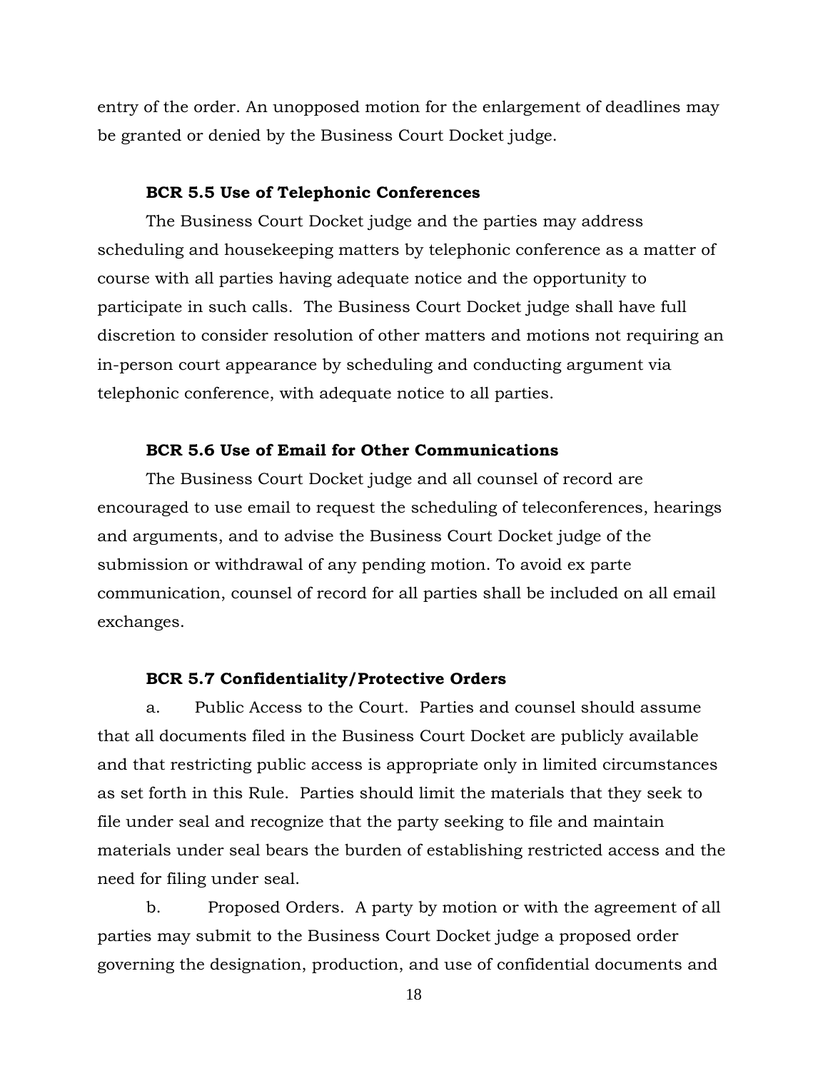entry of the order. An unopposed motion for the enlargement of deadlines may be granted or denied by the Business Court Docket judge.

**BCR 5.5 Use of Telephonic Conferences**

The Business Court Docket judge and the parties may address scheduling and housekeeping matters by telephonic conference as a matter of course with all parties having adequate notice and the opportunity to participate in such calls. The Business Court Docket judge shall have full discretion to consider resolution of other matters and motions not requiring an in-person court appearance by scheduling and conducting argument via telephonic conference, with adequate notice to all parties.

**BCR 5.6 Use of Email for Other Communications**

The Business Court Docket judge and all counsel of record are encouraged to use email to request the scheduling of teleconferences, hearings and arguments, and to advise the Business Court Docket judge of the submission or withdrawal of any pending motion. To avoid ex parte communication, counsel of record for all parties shall be included on all email exchanges.

**BCR 5.7 Confidentiality/Protective Orders**

a. Public Access to the Court. Parties and counsel should assume that all documents filed in the Business Court Docket are publicly available and that restricting public access is appropriate only in limited circumstances as set forth in this Rule. Parties should limit the materials that they seek to file under seal and recognize that the party seeking to file and maintain materials under seal bears the burden of establishing restricted access and the need for filing under seal.

b. Proposed Orders. A party by motion or with the agreement of all parties may submit to the Business Court Docket judge a proposed order governing the designation, production, and use of confidential documents and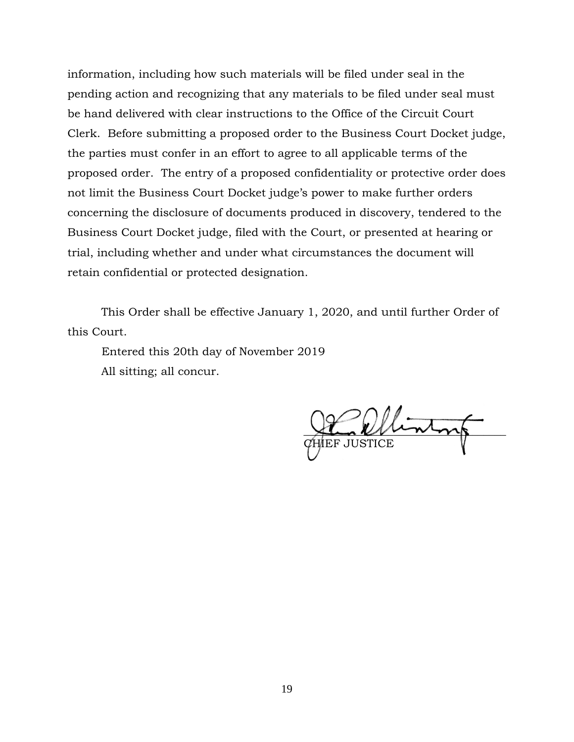information, including how such materials will be filed under seal in the pending action and recognizing that any materials to be filed under seal must be hand delivered with clear instructions to the Office of the Circuit Court Clerk. Before submitting a proposed order to the Business Court Docket judge, the parties must confer in an effort to agree to all applicable terms of the proposed order. The entry of a proposed confidentiality or protective order does not limit the Business Court Docket judge's power to make further orders concerning the disclosure of documents produced in discovery, tendered to the Business Court Docket judge, filed with the Court, or presented at hearing or trial, including whether and under what circumstances the document will retain confidential or protected designation.

This Order shall be effective January 1, 2020, and until further Order of this Court.

Entered this 20th day of November 2019

All sitting; all concur.

CHIEF JUSTICE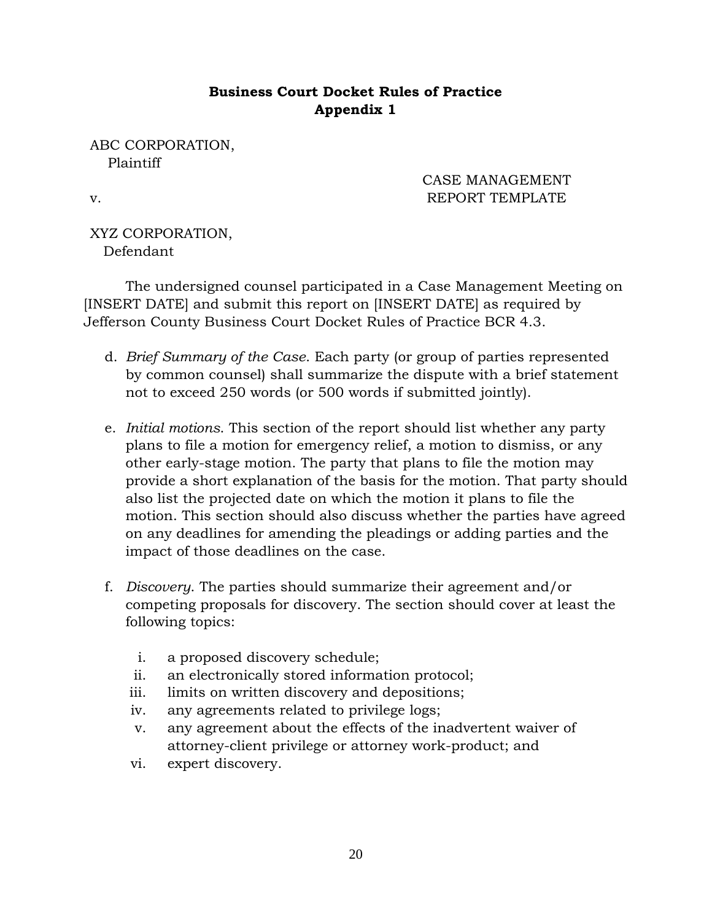**Business Court Docket Rules of Practice**
**Appendix 1**

ABC CORPORATION,
Plaintiff

v.

XYZ CORPORATION,
Defendant

CASE MANAGEMENT
REPORT TEMPLATE

The undersigned counsel participated in a Case Management Meeting on [INSERT DATE] and submit this report on [INSERT DATE] as required by Jefferson County Business Court Docket Rules of Practice BCR 4.3.

d. *Brief Summary of the Case*. Each party (or group of parties represented by common counsel) shall summarize the dispute with a brief statement not to exceed 250 words (or 500 words if submitted jointly).

e. *Initial motions*. This section of the report should list whether any party plans to file a motion for emergency relief, a motion to dismiss, or any other early-stage motion. The party that plans to file the motion may provide a short explanation of the basis for the motion. That party should also list the projected date on which the motion it plans to file the motion. This section should also discuss whether the parties have agreed on any deadlines for amending the pleadings or adding parties and the impact of those deadlines on the case.

f. *Discovery*. The parties should summarize their agreement and/or competing proposals for discovery. The section should cover at least the following topics:

   i. a proposed discovery schedule;
   ii. an electronically stored information protocol;
   iii. limits on written discovery and depositions;
   iv. any agreements related to privilege logs;
   v. any agreement about the effects of the inadvertent waiver of attorney-client privilege or attorney work-product; and
   vi. expert discovery.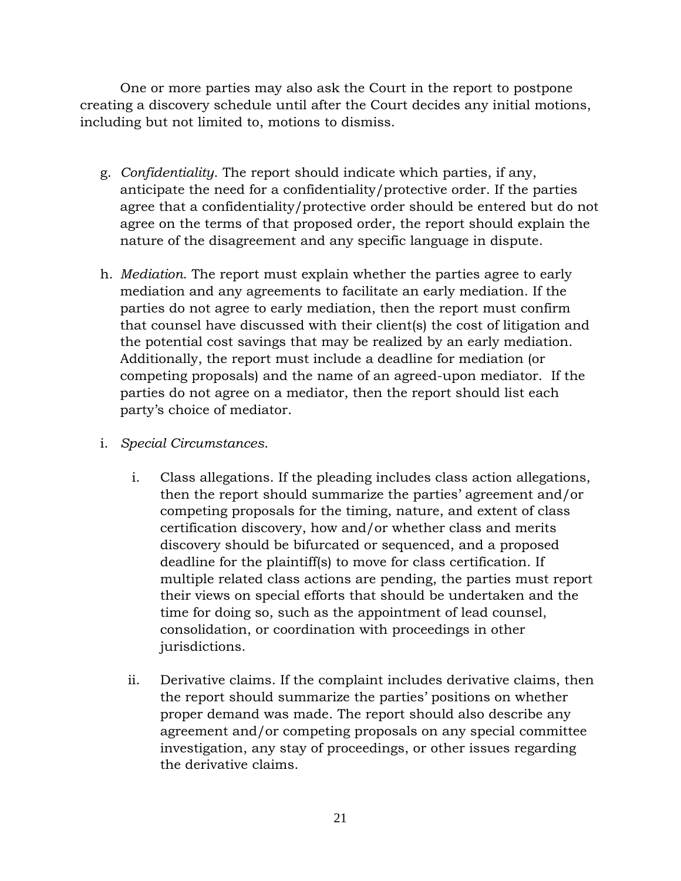One or more parties may also ask the Court in the report to postpone creating a discovery schedule until after the Court decides any initial motions, including but not limited to, motions to dismiss.

g. *Confidentiality*. The report should indicate which parties, if any, anticipate the need for a confidentiality/protective order. If the parties agree that a confidentiality/protective order should be entered but do not agree on the terms of that proposed order, the report should explain the nature of the disagreement and any specific language in dispute.

h. *Mediation*. The report must explain whether the parties agree to early mediation and any agreements to facilitate an early mediation. If the parties do not agree to early mediation, then the report must confirm that counsel have discussed with their client(s) the cost of litigation and the potential cost savings that may be realized by an early mediation. Additionally, the report must include a deadline for mediation (or competing proposals) and the name of an agreed-upon mediator. If the parties do not agree on a mediator, then the report should list each party's choice of mediator.

i. *Special Circumstances*.

   i. Class allegations. If the pleading includes class action allegations, then the report should summarize the parties' agreement and/or competing proposals for the timing, nature, and extent of class certification discovery, how and/or whether class and merits discovery should be bifurcated or sequenced, and a proposed deadline for the plaintiff(s) to move for class certification. If multiple related class actions are pending, the parties must report their views on special efforts that should be undertaken and the time for doing so, such as the appointment of lead counsel, consolidation, or coordination with proceedings in other jurisdictions.

   ii. Derivative claims. If the complaint includes derivative claims, then the report should summarize the parties' positions on whether proper demand was made. The report should also describe any agreement and/or competing proposals on any special committee investigation, any stay of proceedings, or other issues regarding the derivative claims.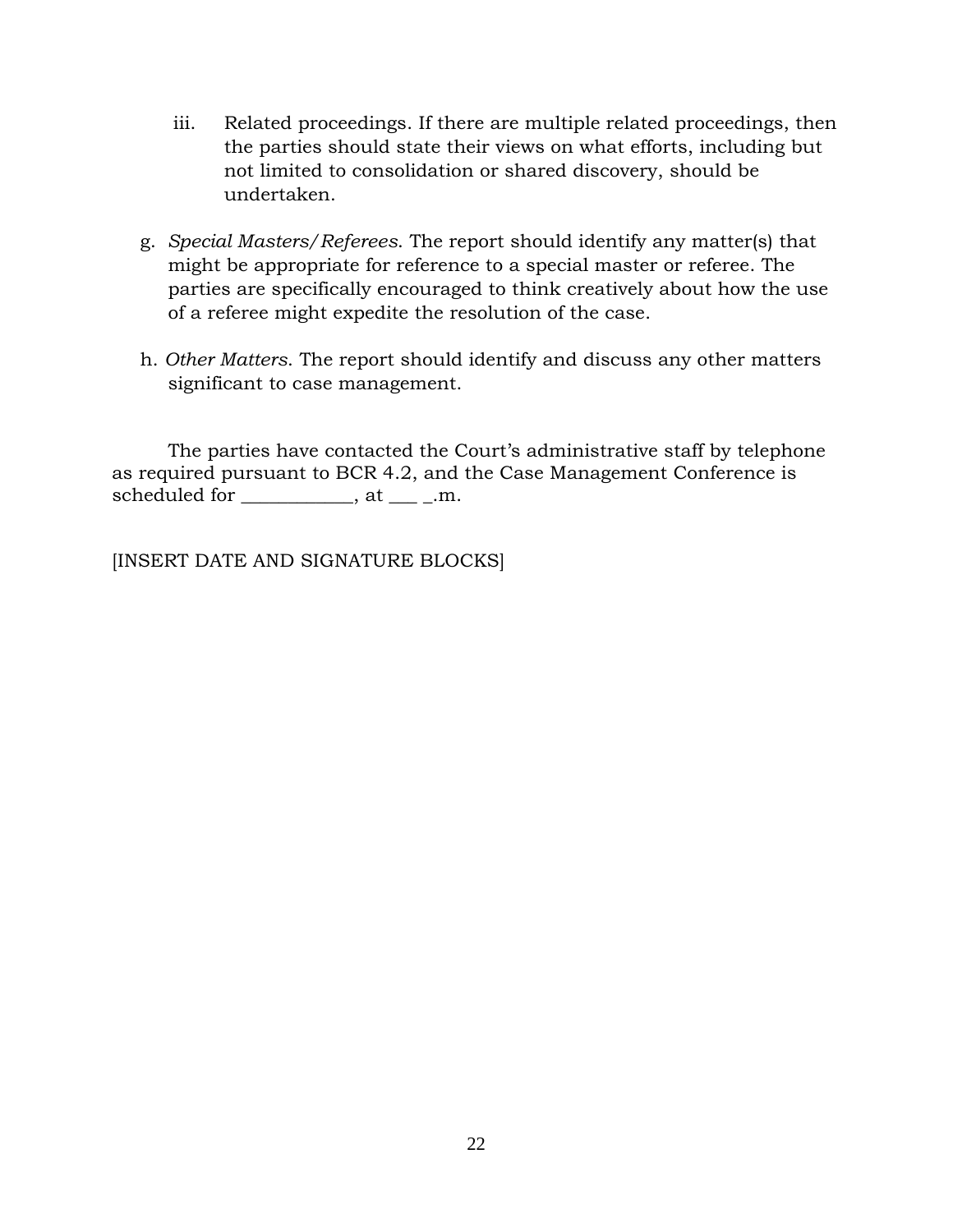iii. Related proceedings. If there are multiple related proceedings, then the parties should state their views on what efforts, including but not limited to consolidation or shared discovery, should be undertaken.

g. *Special Masters/Referees*. The report should identify any matter(s) that might be appropriate for reference to a special master or referee. The parties are specifically encouraged to think creatively about how the use of a referee might expedite the resolution of the case.

h. *Other Matters*. The report should identify and discuss any other matters significant to case management.

The parties have contacted the Court's administrative staff by telephone as required pursuant to BCR 4.2, and the Case Management Conference is scheduled for ___________, at ___ _.m.

[INSERT DATE AND SIGNATURE BLOCKS]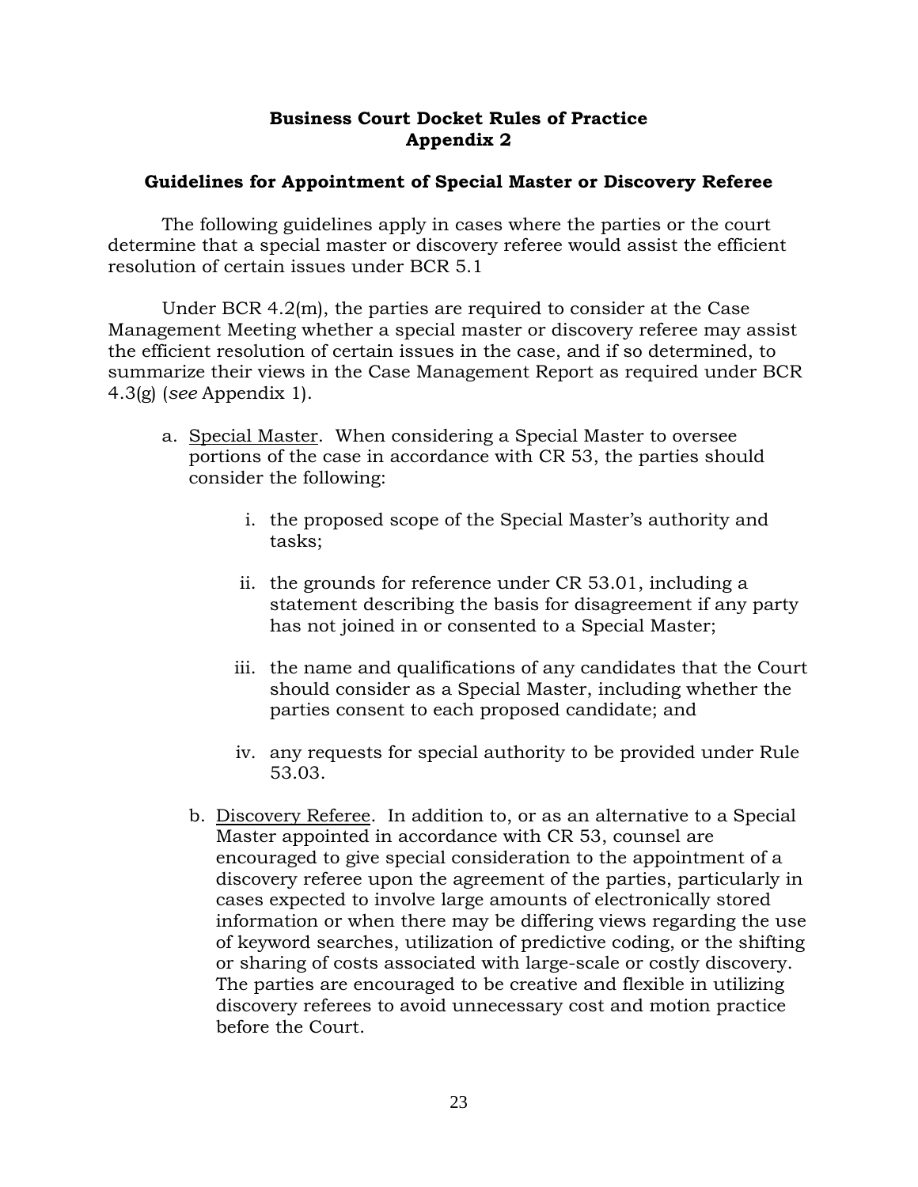**Business Court Docket Rules of Practice**
**Appendix 2**

**Guidelines for Appointment of Special Master or Discovery Referee**

The following guidelines apply in cases where the parties or the court determine that a special master or discovery referee would assist the efficient resolution of certain issues under BCR 5.1

Under BCR 4.2(m), the parties are required to consider at the Case Management Meeting whether a special master or discovery referee may assist the efficient resolution of certain issues in the case, and if so determined, to summarize their views in the Case Management Report as required under BCR 4.3(g) (*see* Appendix 1).

a. Special Master. When considering a Special Master to oversee portions of the case in accordance with CR 53, the parties should consider the following:

   i. the proposed scope of the Special Master's authority and tasks;

   ii. the grounds for reference under CR 53.01, including a statement describing the basis for disagreement if any party has not joined in or consented to a Special Master;

   iii. the name and qualifications of any candidates that the Court should consider as a Special Master, including whether the parties consent to each proposed candidate; and

   iv. any requests for special authority to be provided under Rule 53.03.

b. Discovery Referee. In addition to, or as an alternative to a Special Master appointed in accordance with CR 53, counsel are encouraged to give special consideration to the appointment of a discovery referee upon the agreement of the parties, particularly in cases expected to involve large amounts of electronically stored information or when there may be differing views regarding the use of keyword searches, utilization of predictive coding, or the shifting or sharing of costs associated with large-scale or costly discovery. The parties are encouraged to be creative and flexible in utilizing discovery referees to avoid unnecessary cost and motion practice before the Court.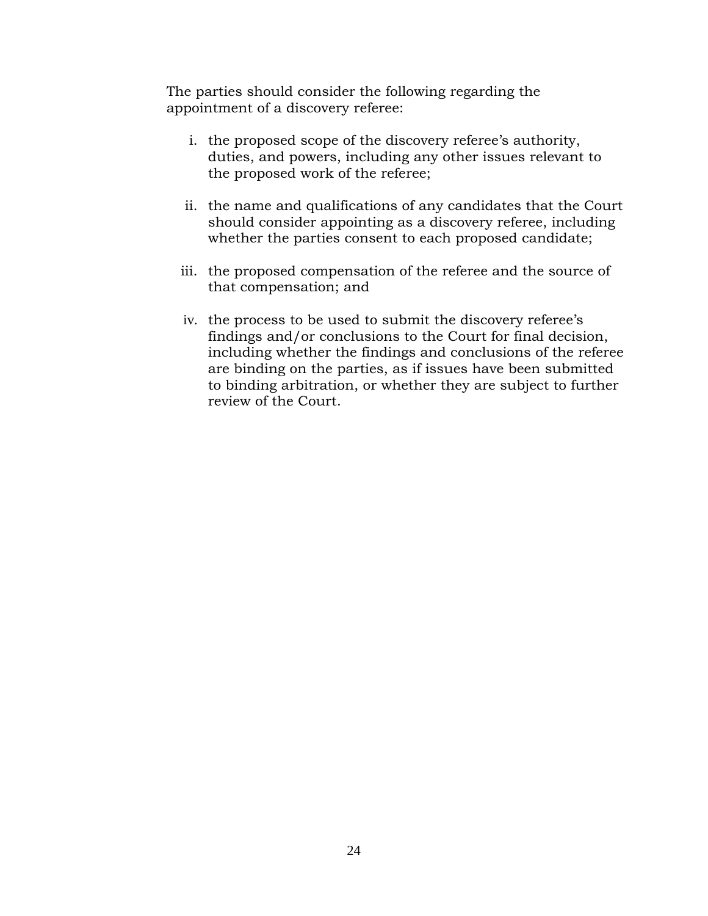The parties should consider the following regarding the appointment of a discovery referee:

i. the proposed scope of the discovery referee's authority, duties, and powers, including any other issues relevant to the proposed work of the referee;

ii. the name and qualifications of any candidates that the Court should consider appointing as a discovery referee, including whether the parties consent to each proposed candidate;

iii. the proposed compensation of the referee and the source of that compensation; and

iv. the process to be used to submit the discovery referee's findings and/or conclusions to the Court for final decision, including whether the findings and conclusions of the referee are binding on the parties, as if issues have been submitted to binding arbitration, or whether they are subject to further review of the Court.